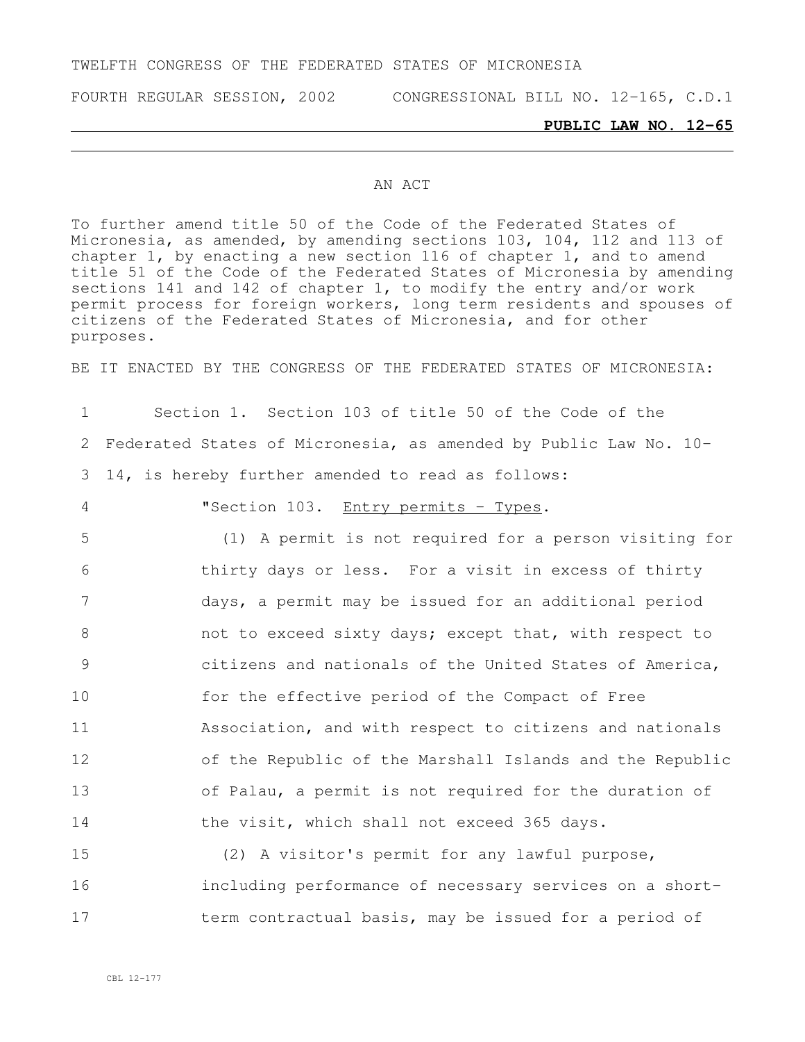TWELFTH CONGRESS OF THE FEDERATED STATES OF MICRONESIA

FOURTH REGULAR SESSION, 2002 CONGRESSIONAL BILL NO. 12-165, C.D.1

**PUBLIC LAW NO. 12-65**

AN ACT

To further amend title 50 of the Code of the Federated States of Micronesia, as amended, by amending sections 103, 104, 112 and 113 of chapter 1, by enacting a new section 116 of chapter 1, and to amend title 51 of the Code of the Federated States of Micronesia by amending sections 141 and 142 of chapter 1, to modify the entry and/or work permit process for foreign workers, long term residents and spouses of citizens of the Federated States of Micronesia, and for other purposes.

BE IT ENACTED BY THE CONGRESS OF THE FEDERATED STATES OF MICRONESIA:

1 Section 1. Section 103 of title 50 of the Code of the
2 Federated States of Micronesia, as amended by Public Law No. 10-
3 14, is hereby further amended to read as follows:

4 "Section 103. Entry permits - Types.

5 (1) A permit is not required for a person visiting for
6 thirty days or less. For a visit in excess of thirty
7 days, a permit may be issued for an additional period
8 not to exceed sixty days; except that, with respect to
9 citizens and nationals of the United States of America,
10 for the effective period of the Compact of Free
11 Association, and with respect to citizens and nationals
12 of the Republic of the Marshall Islands and the Republic
13 of Palau, a permit is not required for the duration of
14 the visit, which shall not exceed 365 days.

15 (2) A visitor's permit for any lawful purpose,
16 including performance of necessary services on a short-
17 term contractual basis, may be issued for a period of

CBL 12-177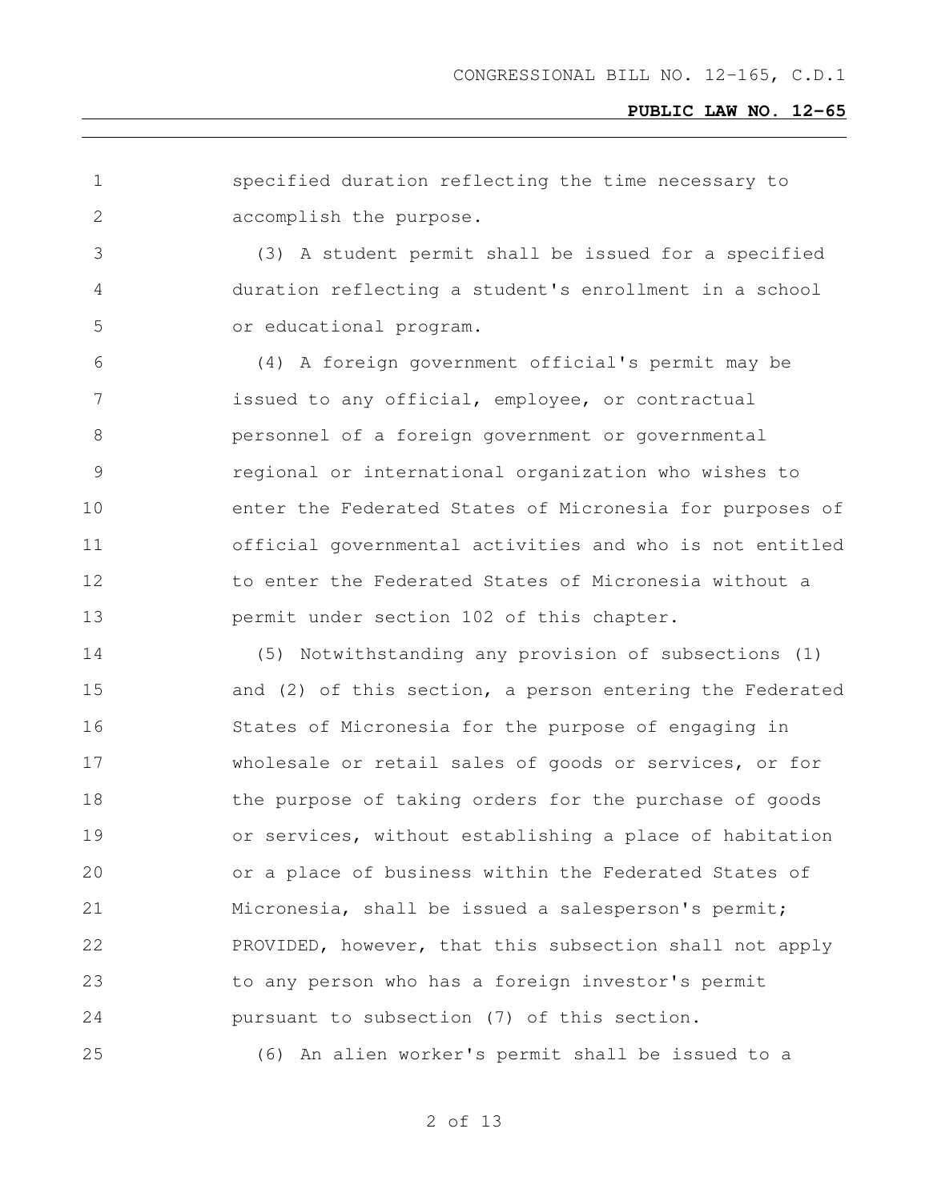specified duration reflecting the time necessary to accomplish the purpose.

(3) A student permit shall be issued for a specified duration reflecting a student's enrollment in a school or educational program.

(4) A foreign government official's permit may be issued to any official, employee, or contractual personnel of a foreign government or governmental regional or international organization who wishes to enter the Federated States of Micronesia for purposes of official governmental activities and who is not entitled to enter the Federated States of Micronesia without a permit under section 102 of this chapter.

(5) Notwithstanding any provision of subsections (1) and (2) of this section, a person entering the Federated States of Micronesia for the purpose of engaging in wholesale or retail sales of goods or services, or for the purpose of taking orders for the purchase of goods or services, without establishing a place of habitation or a place of business within the Federated States of Micronesia, shall be issued a salesperson's permit; PROVIDED, however, that this subsection shall not apply to any person who has a foreign investor's permit pursuant to subsection (7) of this section.

(6) An alien worker's permit shall be issued to a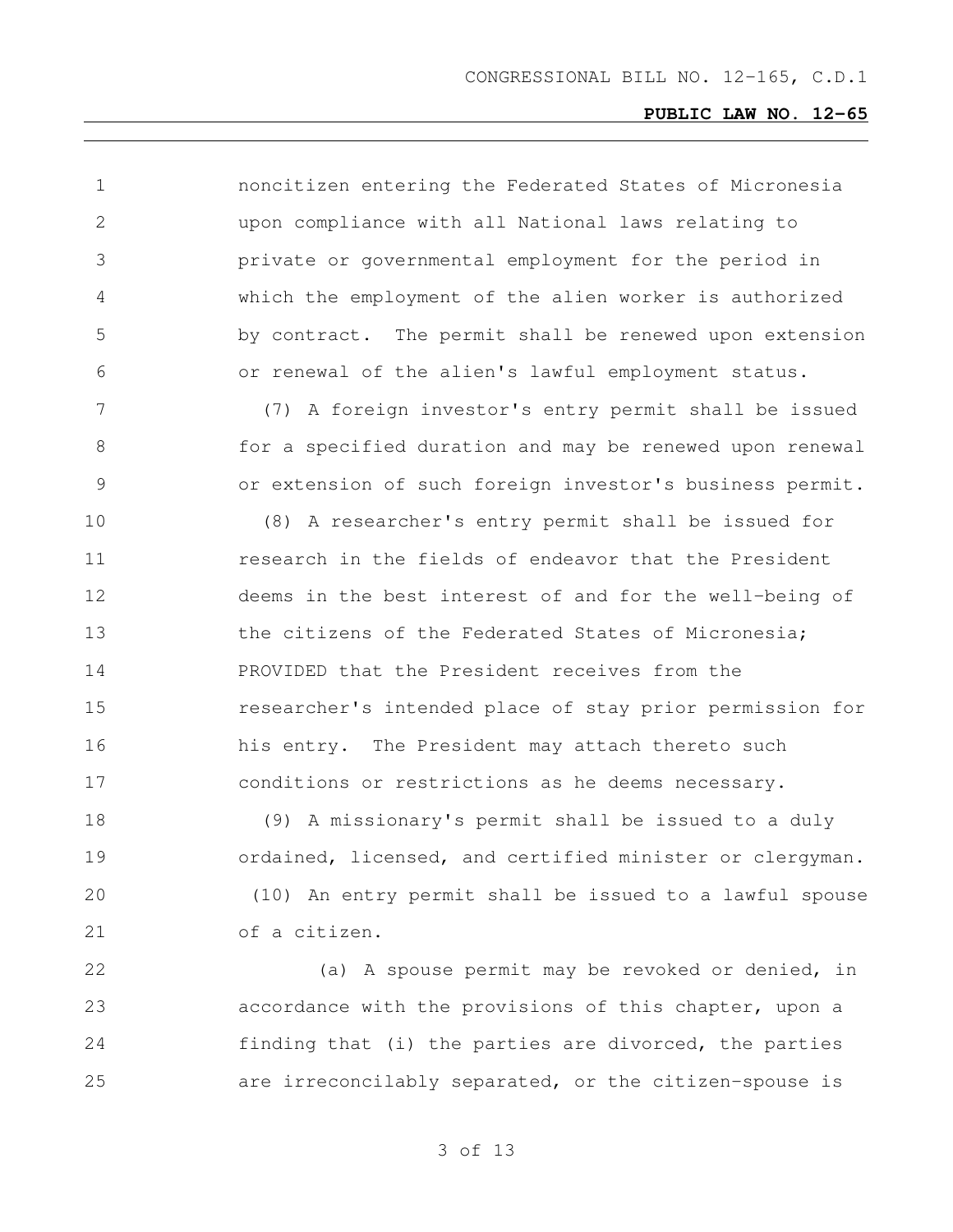noncitizen entering the Federated States of Micronesia upon compliance with all National laws relating to private or governmental employment for the period in which the employment of the alien worker is authorized by contract. The permit shall be renewed upon extension or renewal of the alien's lawful employment status.

(7) A foreign investor's entry permit shall be issued for a specified duration and may be renewed upon renewal or extension of such foreign investor's business permit.

(8) A researcher's entry permit shall be issued for research in the fields of endeavor that the President deems in the best interest of and for the well-being of the citizens of the Federated States of Micronesia; PROVIDED that the President receives from the researcher's intended place of stay prior permission for his entry. The President may attach thereto such conditions or restrictions as he deems necessary.

(9) A missionary's permit shall be issued to a duly ordained, licensed, and certified minister or clergyman.

(10) An entry permit shall be issued to a lawful spouse of a citizen.

(a) A spouse permit may be revoked or denied, in accordance with the provisions of this chapter, upon a finding that (i) the parties are divorced, the parties are irreconcilably separated, or the citizen-spouse is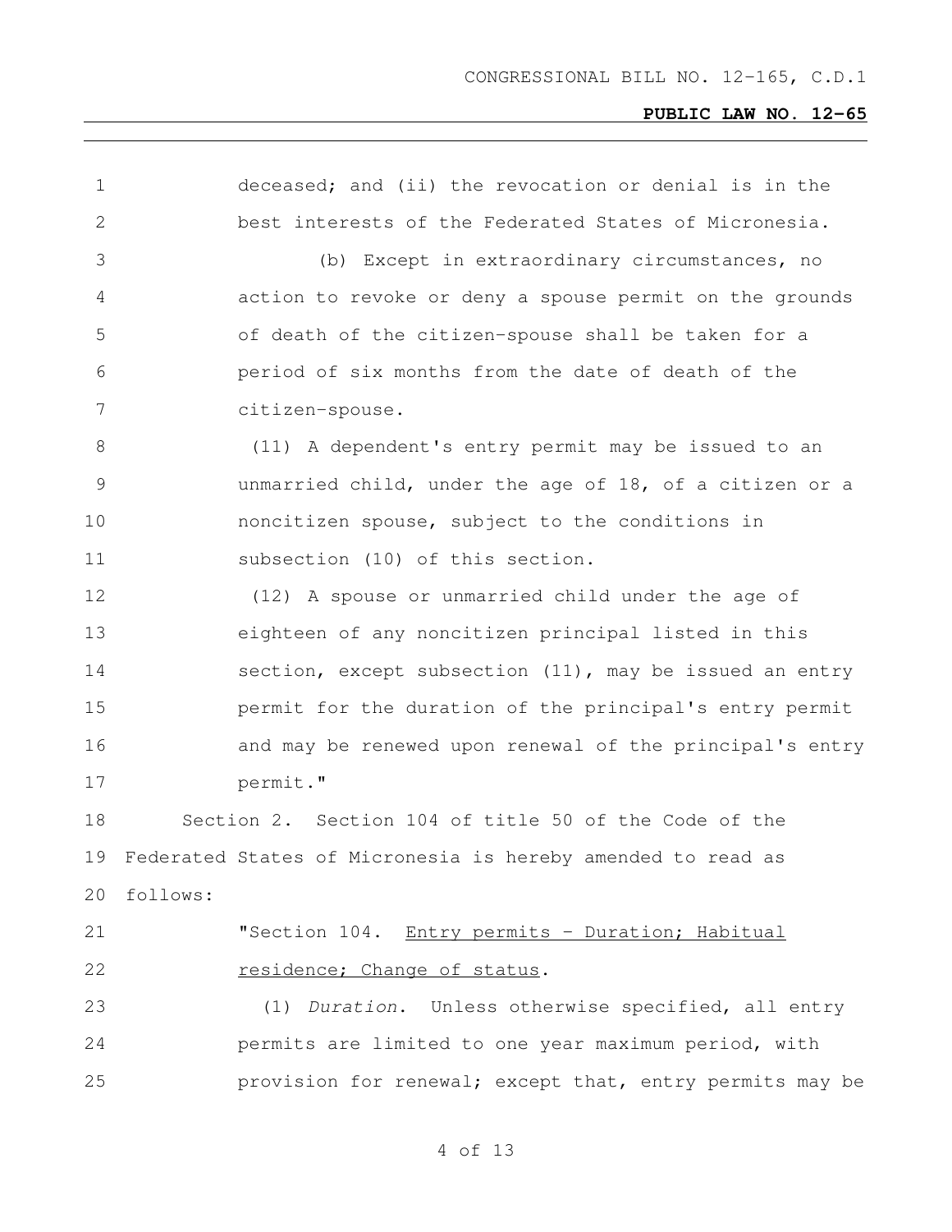deceased; and (ii) the revocation or denial is in the best interests of the Federated States of Micronesia.

(b) Except in extraordinary circumstances, no action to revoke or deny a spouse permit on the grounds of death of the citizen-spouse shall be taken for a period of six months from the date of death of the citizen-spouse.

(11) A dependent's entry permit may be issued to an unmarried child, under the age of 18, of a citizen or a noncitizen spouse, subject to the conditions in subsection (10) of this section.

(12) A spouse or unmarried child under the age of eighteen of any noncitizen principal listed in this section, except subsection (11), may be issued an entry permit for the duration of the principal's entry permit and may be renewed upon renewal of the principal's entry permit."

Section 2. Section 104 of title 50 of the Code of the Federated States of Micronesia is hereby amended to read as follows:

"Section 104. Entry permits - Duration; Habitual residence; Change of status.

(1) *Duration*. Unless otherwise specified, all entry permits are limited to one year maximum period, with provision for renewal; except that, entry permits may be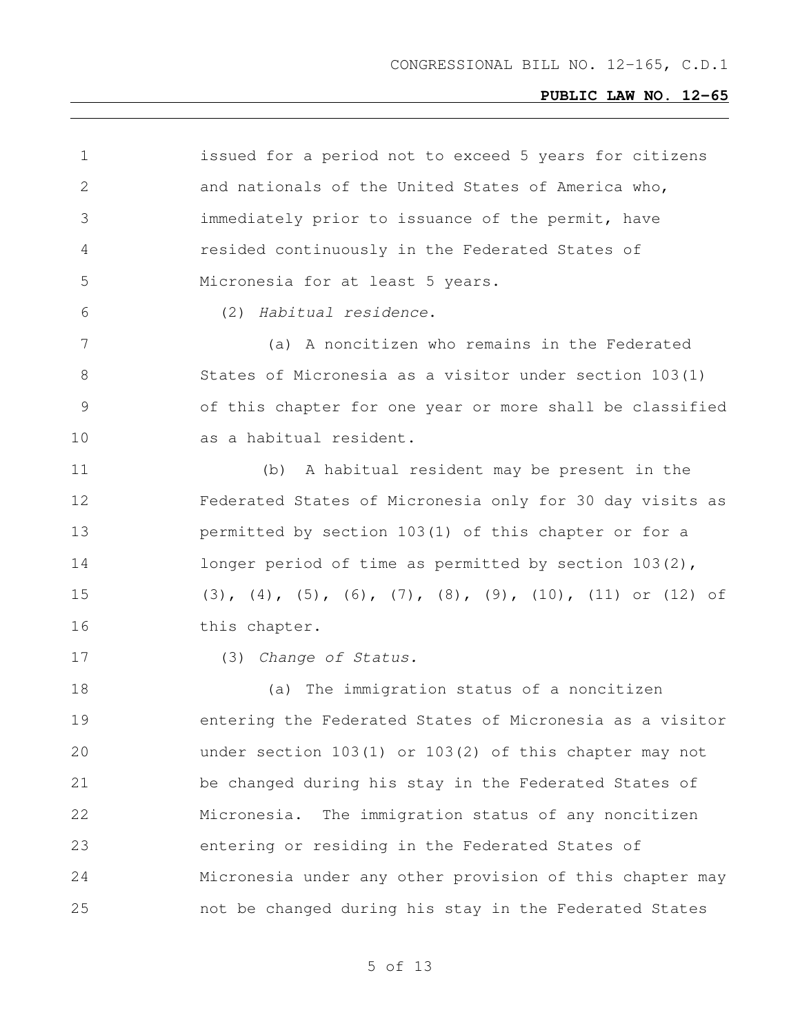issued for a period not to exceed 5 years for citizens and nationals of the United States of America who, immediately prior to issuance of the permit, have resided continuously in the Federated States of Micronesia for at least 5 years.

(2) *Habitual residence.*

(a) A noncitizen who remains in the Federated States of Micronesia as a visitor under section 103(1) of this chapter for one year or more shall be classified as a habitual resident.

(b) A habitual resident may be present in the Federated States of Micronesia only for 30 day visits as permitted by section 103(1) of this chapter or for a longer period of time as permitted by section 103(2), (3), (4), (5), (6), (7), (8), (9), (10), (11) or (12) of this chapter.

(3) *Change of Status.*

(a) The immigration status of a noncitizen entering the Federated States of Micronesia as a visitor under section 103(1) or 103(2) of this chapter may not be changed during his stay in the Federated States of Micronesia. The immigration status of any noncitizen entering or residing in the Federated States of Micronesia under any other provision of this chapter may not be changed during his stay in the Federated States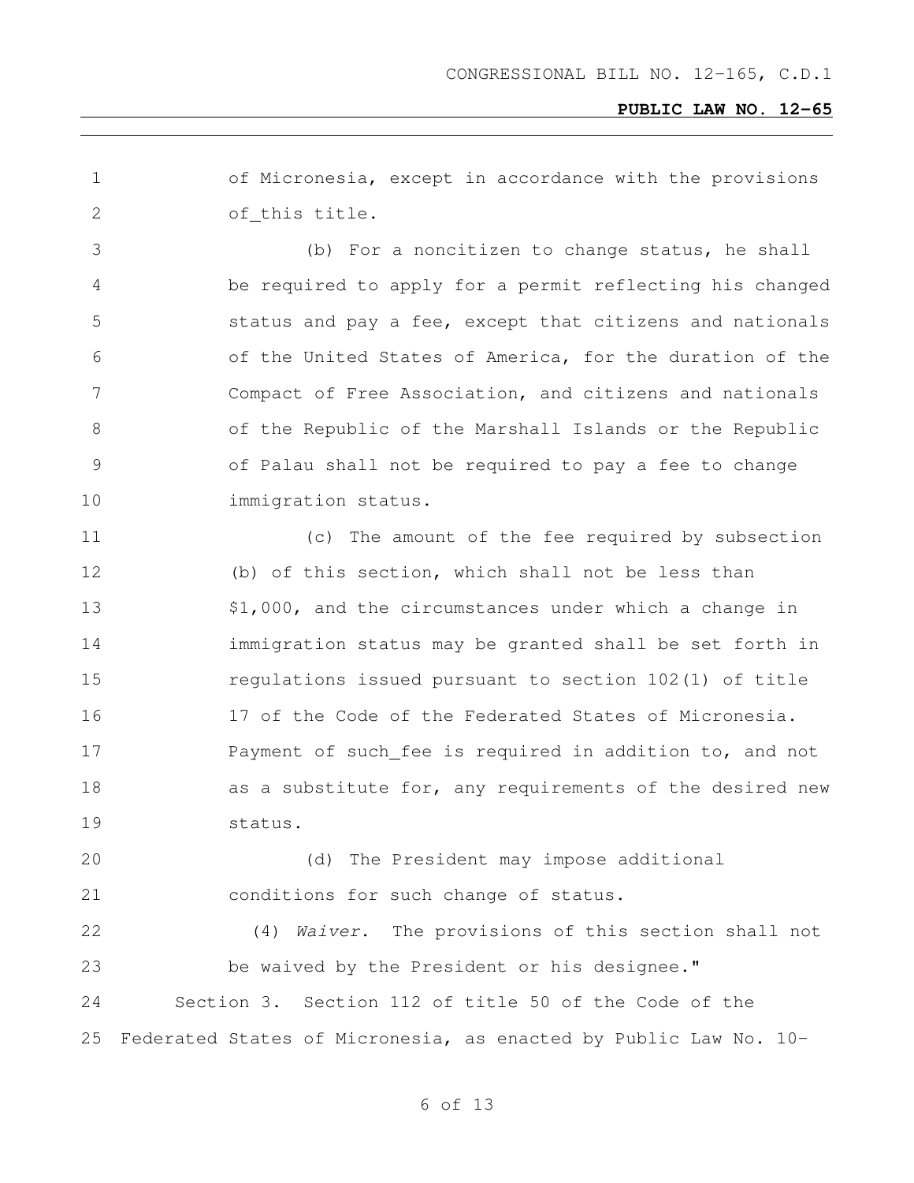of Micronesia, except in accordance with the provisions of_this title.

(b) For a noncitizen to change status, he shall be required to apply for a permit reflecting his changed status and pay a fee, except that citizens and nationals of the United States of America, for the duration of the Compact of Free Association, and citizens and nationals of the Republic of the Marshall Islands or the Republic of Palau shall not be required to pay a fee to change immigration status.

(c) The amount of the fee required by subsection (b) of this section, which shall not be less than $1,000, and the circumstances under which a change in immigration status may be granted shall be set forth in regulations issued pursuant to section 102(1) of title 17 of the Code of the Federated States of Micronesia. Payment of such_fee is required in addition to, and not as a substitute for, any requirements of the desired new status.

(d) The President may impose additional conditions for such change of status.

(4) *Waiver*. The provisions of this section shall not be waived by the President or his designee."

Section 3. Section 112 of title 50 of the Code of the Federated States of Micronesia, as enacted by Public Law No. 10-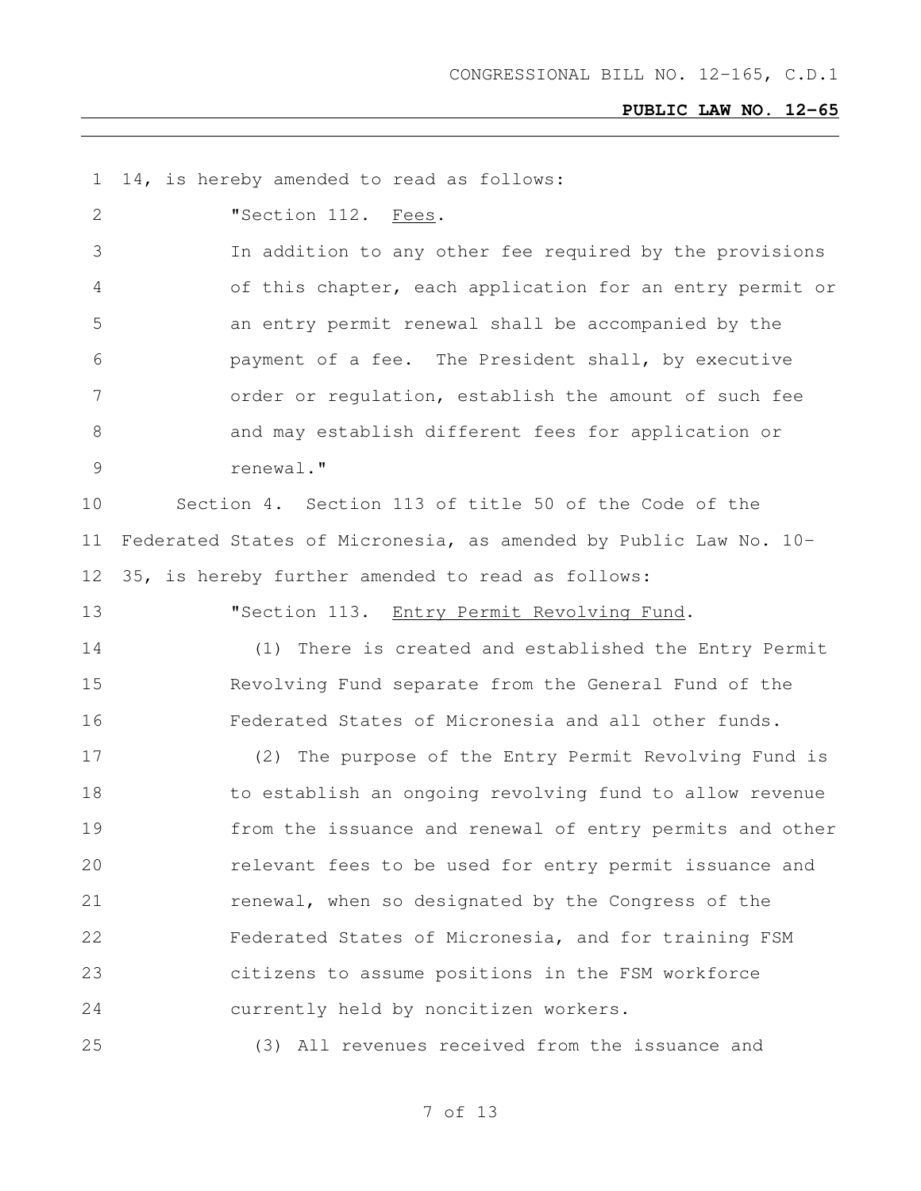14, is hereby amended to read as follows:

"Section 112. Fees.

In addition to any other fee required by the provisions of this chapter, each application for an entry permit or an entry permit renewal shall be accompanied by the payment of a fee. The President shall, by executive order or regulation, establish the amount of such fee and may establish different fees for application or renewal."

Section 4. Section 113 of title 50 of the Code of the Federated States of Micronesia, as amended by Public Law No. 10-35, is hereby further amended to read as follows:

"Section 113. Entry Permit Revolving Fund.

(1) There is created and established the Entry Permit Revolving Fund separate from the General Fund of the Federated States of Micronesia and all other funds.

(2) The purpose of the Entry Permit Revolving Fund is to establish an ongoing revolving fund to allow revenue from the issuance and renewal of entry permits and other relevant fees to be used for entry permit issuance and renewal, when so designated by the Congress of the Federated States of Micronesia, and for training FSM citizens to assume positions in the FSM workforce currently held by noncitizen workers.

(3) All revenues received from the issuance and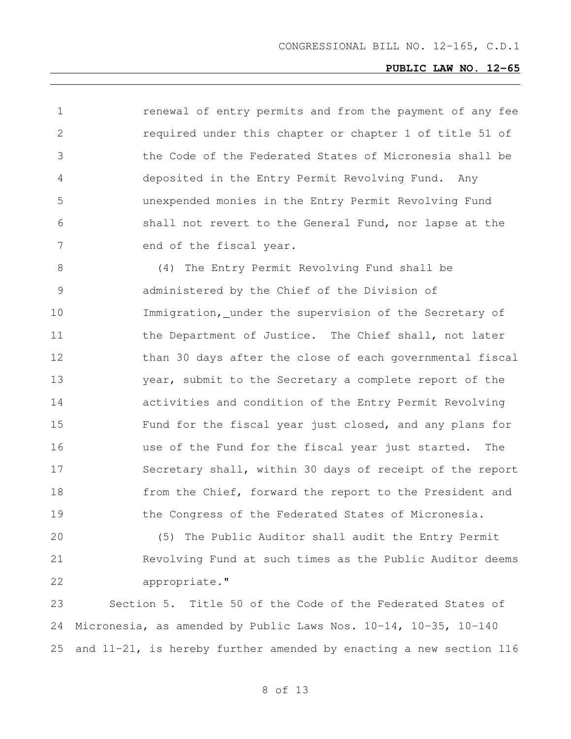renewal of entry permits and from the payment of any fee required under this chapter or chapter 1 of title 51 of the Code of the Federated States of Micronesia shall be deposited in the Entry Permit Revolving Fund. Any unexpended monies in the Entry Permit Revolving Fund shall not revert to the General Fund, nor lapse at the end of the fiscal year.

(4) The Entry Permit Revolving Fund shall be administered by the Chief of the Division of Immigration, under the supervision of the Secretary of the Department of Justice. The Chief shall, not later than 30 days after the close of each governmental fiscal year, submit to the Secretary a complete report of the activities and condition of the Entry Permit Revolving Fund for the fiscal year just closed, and any plans for use of the Fund for the fiscal year just started. The Secretary shall, within 30 days of receipt of the report from the Chief, forward the report to the President and the Congress of the Federated States of Micronesia.

(5) The Public Auditor shall audit the Entry Permit Revolving Fund at such times as the Public Auditor deems appropriate."

Section 5. Title 50 of the Code of the Federated States of Micronesia, as amended by Public Laws Nos. 10-14, 10-35, 10-140 and 11-21, is hereby further amended by enacting a new section 116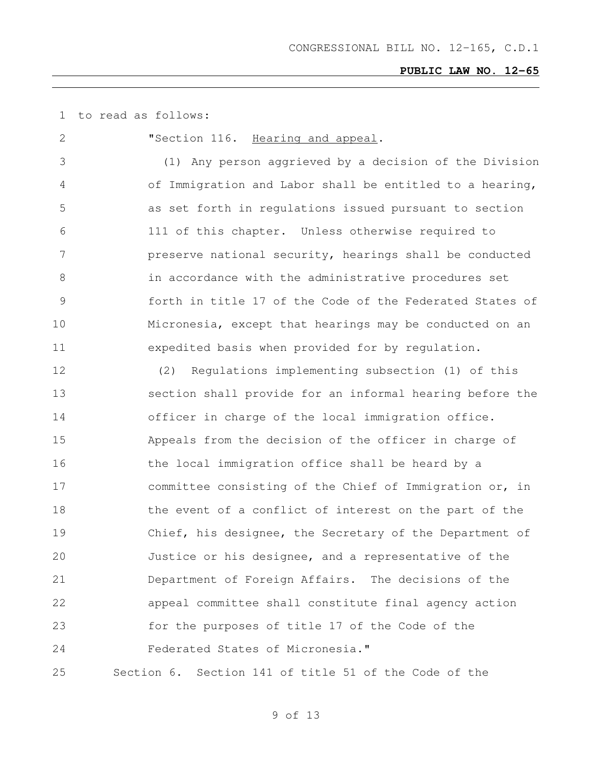to read as follows:

"Section 116. Hearing and appeal.

(1) Any person aggrieved by a decision of the Division of Immigration and Labor shall be entitled to a hearing, as set forth in regulations issued pursuant to section 111 of this chapter. Unless otherwise required to preserve national security, hearings shall be conducted in accordance with the administrative procedures set forth in title 17 of the Code of the Federated States of Micronesia, except that hearings may be conducted on an expedited basis when provided for by regulation.

(2) Regulations implementing subsection (1) of this section shall provide for an informal hearing before the officer in charge of the local immigration office. Appeals from the decision of the officer in charge of the local immigration office shall be heard by a committee consisting of the Chief of Immigration or, in the event of a conflict of interest on the part of the Chief, his designee, the Secretary of the Department of Justice or his designee, and a representative of the Department of Foreign Affairs. The decisions of the appeal committee shall constitute final agency action for the purposes of title 17 of the Code of the Federated States of Micronesia."

Section 6. Section 141 of title 51 of the Code of the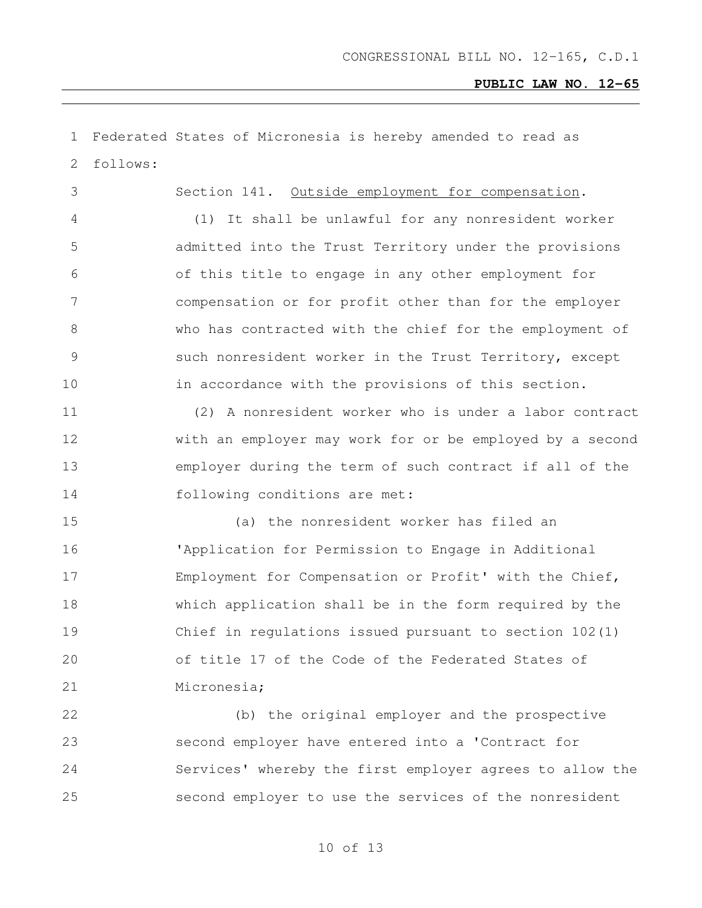Federated States of Micronesia is hereby amended to read as follows:

Section 141. <u>Outside employment for compensation</u>.

(1) It shall be unlawful for any nonresident worker admitted into the Trust Territory under the provisions of this title to engage in any other employment for compensation or for profit other than for the employer who has contracted with the chief for the employment of such nonresident worker in the Trust Territory, except in accordance with the provisions of this section.

(2) A nonresident worker who is under a labor contract with an employer may work for or be employed by a second employer during the term of such contract if all of the following conditions are met:

(a) the nonresident worker has filed an 'Application for Permission to Engage in Additional Employment for Compensation or Profit' with the Chief, which application shall be in the form required by the Chief in regulations issued pursuant to section 102(1) of title 17 of the Code of the Federated States of Micronesia;

(b) the original employer and the prospective second employer have entered into a 'Contract for Services' whereby the first employer agrees to allow the second employer to use the services of the nonresident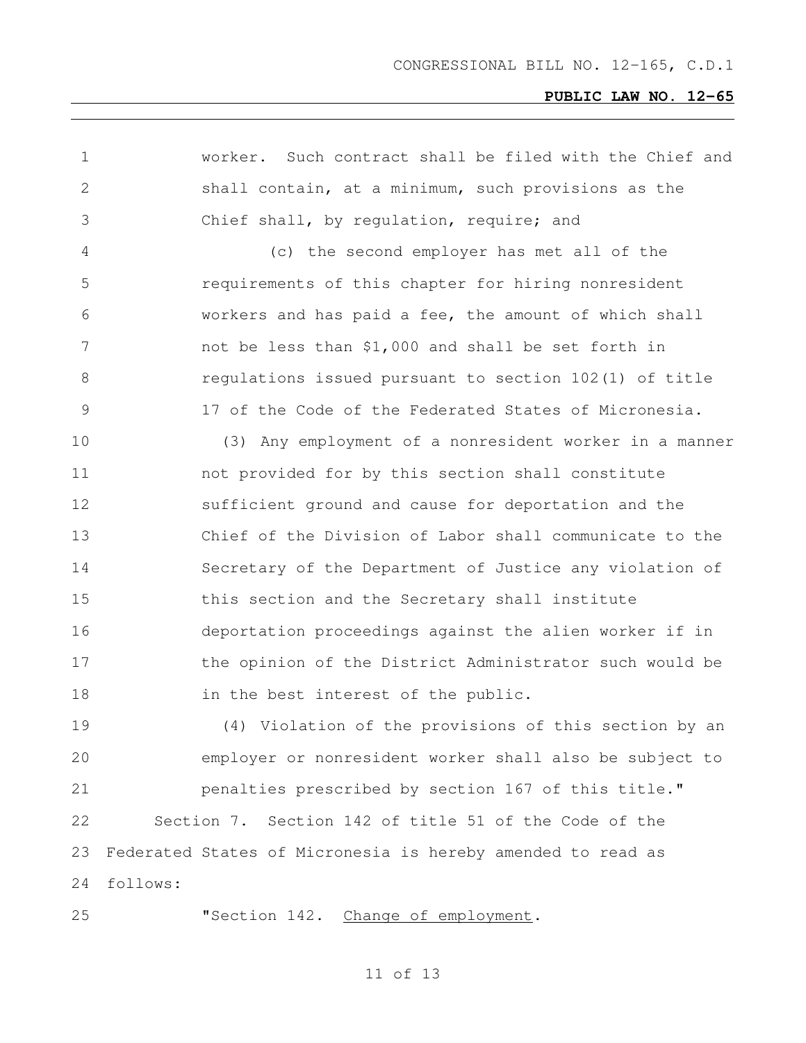worker. Such contract shall be filed with the Chief and shall contain, at a minimum, such provisions as the Chief shall, by regulation, require; and

(c) the second employer has met all of the requirements of this chapter for hiring nonresident workers and has paid a fee, the amount of which shall not be less than $1,000 and shall be set forth in regulations issued pursuant to section 102(1) of title 17 of the Code of the Federated States of Micronesia.

(3) Any employment of a nonresident worker in a manner not provided for by this section shall constitute sufficient ground and cause for deportation and the Chief of the Division of Labor shall communicate to the Secretary of the Department of Justice any violation of this section and the Secretary shall institute deportation proceedings against the alien worker if in the opinion of the District Administrator such would be in the best interest of the public.

(4) Violation of the provisions of this section by an employer or nonresident worker shall also be subject to penalties prescribed by section 167 of this title."

Section 7. Section 142 of title 51 of the Code of the Federated States of Micronesia is hereby amended to read as follows:

"Section 142. Change of employment.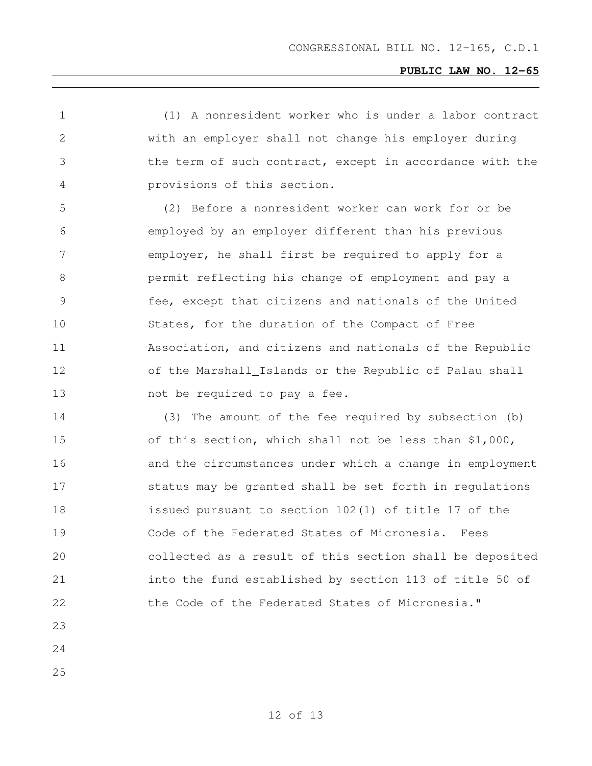(1) A nonresident worker who is under a labor contract with an employer shall not change his employer during the term of such contract, except in accordance with the provisions of this section.

(2) Before a nonresident worker can work for or be employed by an employer different than his previous employer, he shall first be required to apply for a permit reflecting his change of employment and pay a fee, except that citizens and nationals of the United States, for the duration of the Compact of Free Association, and citizens and nationals of the Republic of the Marshall_Islands or the Republic of Palau shall not be required to pay a fee.

(3) The amount of the fee required by subsection (b) of this section, which shall not be less than $1,000, and the circumstances under which a change in employment status may be granted shall be set forth in regulations issued pursuant to section 102(1) of title 17 of the Code of the Federated States of Micronesia. Fees collected as a result of this section shall be deposited into the fund established by section 113 of title 50 of the Code of the Federated States of Micronesia."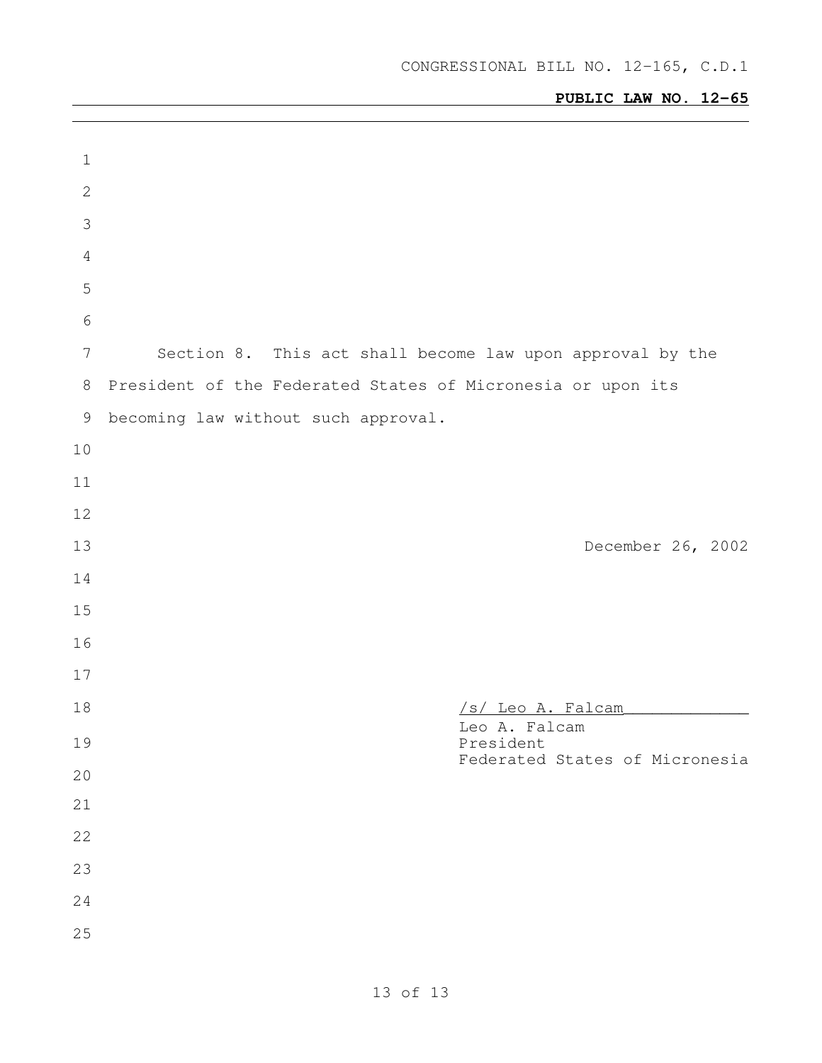Section 8. This act shall become law upon approval by the President of the Federated States of Micronesia or upon its becoming law without such approval.

December 26, 2002

/s/ Leo A. Falcam

Leo A. Falcam
President
Federated States of Micronesia